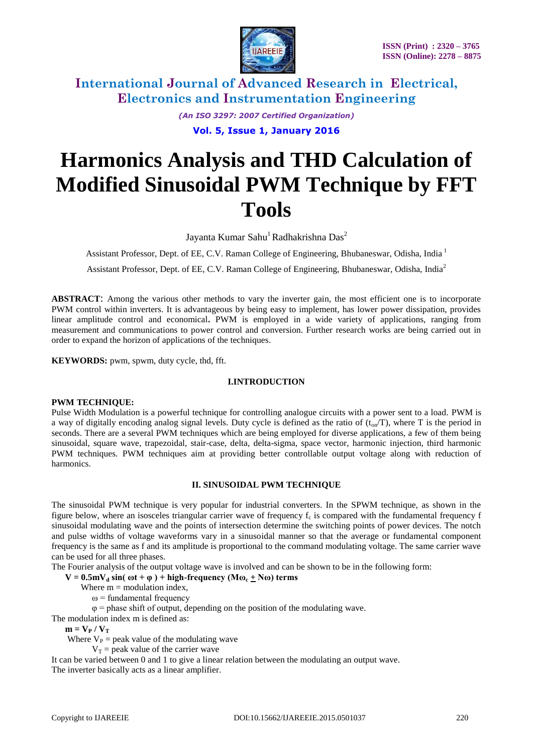# Harmonics Analysis and THD Calculation of Modified Sinusoidal PWM Technique by FFT Tools

Jayanta Kumar Sahu[1] Radhakrishna Das[2]

Assistant Professor, Dept. of EE, C.V. Raman College of Engineering, Bhubaneswar, Odisha, India [1]

Assistant Professor, Dept. of EE, C.V. Raman College of Engineering, Bhubaneswar, Odisha, India[2]

**ABSTRACT**: Among the various other methods to vary the inverter gain, the most efficient one is to incorporate PWM control within inverters. It is advantageous by being easy to implement, has lower power dissipation, provides linear amplitude control and economical**.** PWM is employed in a wide variety of applications, ranging from measurement and communications to power control and conversion. Further research works are being carried out in order to expand the horizon of applications of the techniques.

**KEYWORDS:** pwm, spwm, duty cycle, thd, fft.

## I.INTRODUCTION

**PWM TECHNIQUE:**

Pulse Width Modulation is a powerful technique for controlling analogue circuits with a power sent to a load. PWM is a way of digitally encoding analog signal levels. Duty cycle is defined as the ratio of ($t_{on}$/T), where T is the period in seconds. There are a several PWM techniques which are being employed for diverse applications, a few of them being sinusoidal, square wave, trapezoidal, stair-case, delta, delta-sigma, space vector, harmonic injection, third harmonic PWM techniques. PWM techniques aim at providing better controllable output voltage along with reduction of harmonics.

## II. SINUSOIDAL PWM TECHNIQUE

The sinusoidal PWM technique is very popular for industrial converters. In the SPWM technique, as shown in the figure below, where an isosceles triangular carrier wave of frequency $f_c$ is compared with the fundamental frequency f sinusoidal modulating wave and the points of intersection determine the switching points of power devices. The notch and pulse widths of voltage waveforms vary in a sinusoidal manner so that the average or fundamental component frequency is the same as f and its amplitude is proportional to the command modulating voltage. The same carrier wave can be used for all three phases.

The Fourier analysis of the output voltage wave is involved and can be shown to be in the following form:

$$V = 0.5mV_d \sin(\omega t + \varphi) + \text{high-frequency } (M\omega_c \pm N\omega) \text{ terms}$$

Where m = modulation index,

$\omega$ = fundamental frequency

$\varphi$ = phase shift of output, depending on the position of the modulating wave.

The modulation index m is defined as:

$$m = V_P / V_T$$

Where $V_P$ = peak value of the modulating wave

$V_T$ = peak value of the carrier wave

It can be varied between 0 and 1 to give a linear relation between the modulating an output wave.

The inverter basically acts as a linear amplifier.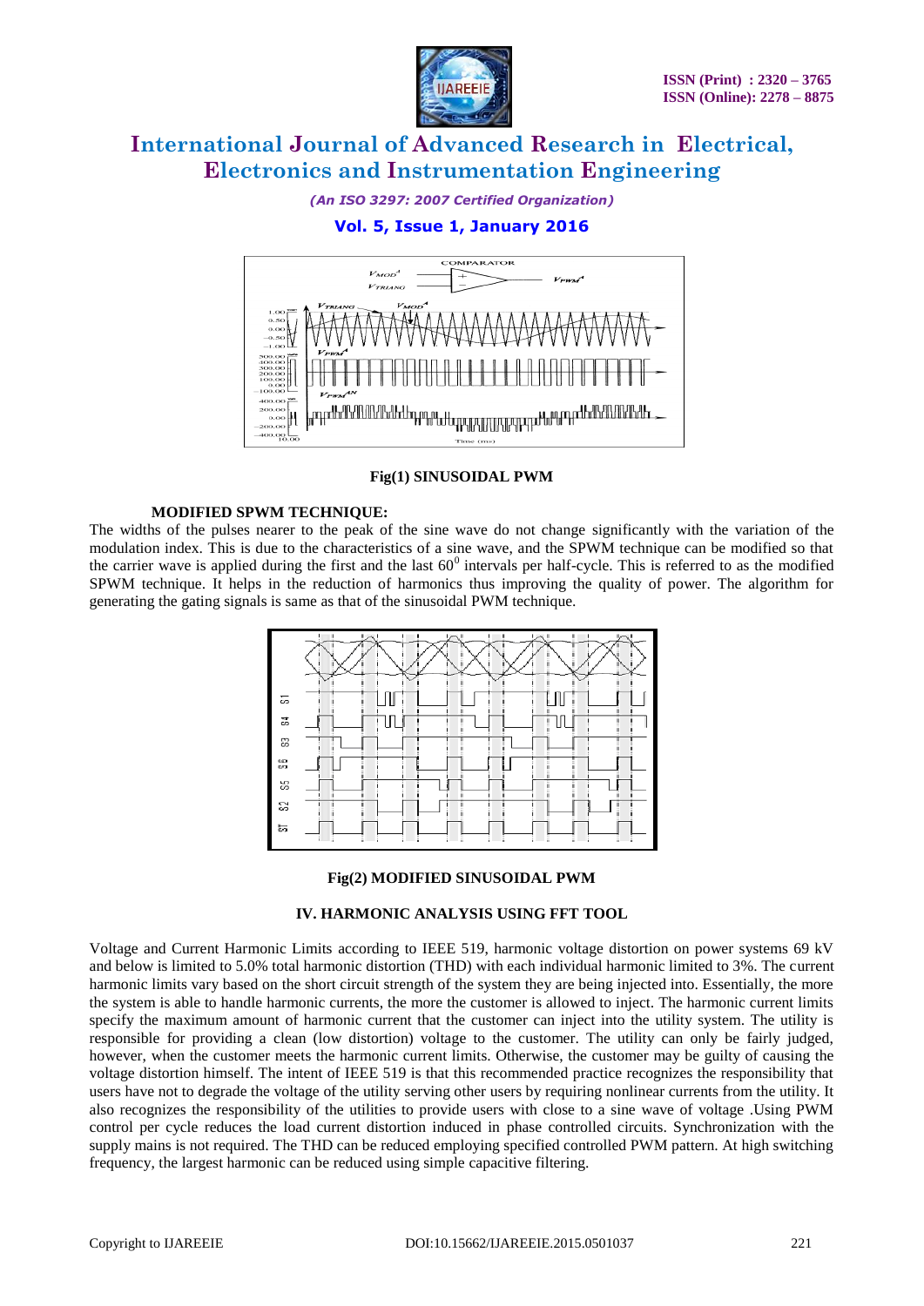Fig(1) SINUSOIDAL PWM

**MODIFIED SPWM TECHNIQUE:**

The widths of the pulses nearer to the peak of the sine wave do not change significantly with the variation of the modulation index. This is due to the characteristics of a sine wave, and the SPWM technique can be modified so that the carrier wave is applied during the first and the last $60^0$ intervals per half-cycle. This is referred to as the modified SPWM technique. It helps in the reduction of harmonics thus improving the quality of power. The algorithm for generating the gating signals is same as that of the sinusoidal PWM technique.

Fig(2) MODIFIED SINUSOIDAL PWM

## IV. HARMONIC ANALYSIS USING FFT TOOL

Voltage and Current Harmonic Limits according to IEEE 519, harmonic voltage distortion on power systems 69 kV and below is limited to 5.0% total harmonic distortion (THD) with each individual harmonic limited to 3%. The current harmonic limits vary based on the short circuit strength of the system they are being injected into. Essentially, the more the system is able to handle harmonic currents, the more the customer is allowed to inject. The harmonic current limits specify the maximum amount of harmonic current that the customer can inject into the utility system. The utility is responsible for providing a clean (low distortion) voltage to the customer. The utility can only be fairly judged, however, when the customer meets the harmonic current limits. Otherwise, the customer may be guilty of causing the voltage distortion himself. The intent of IEEE 519 is that this recommended practice recognizes the responsibility that users have not to degrade the voltage of the utility serving other users by requiring nonlinear currents from the utility. It also recognizes the responsibility of the utilities to provide users with close to a sine wave of voltage .Using PWM control per cycle reduces the load current distortion induced in phase controlled circuits. Synchronization with the supply mains is not required. The THD can be reduced employing specified controlled PWM pattern. At high switching frequency, the largest harmonic can be reduced using simple capacitive filtering.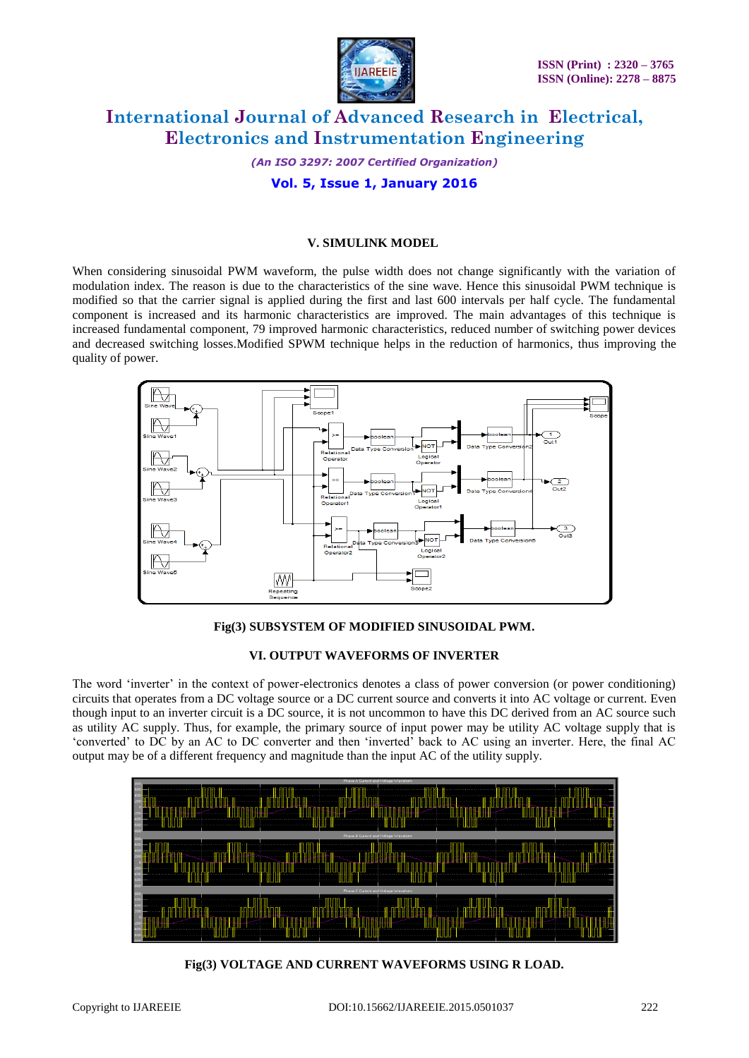## V. SIMULINK MODEL

When considering sinusoidal PWM waveform, the pulse width does not change significantly with the variation of modulation index. The reason is due to the characteristics of the sine wave. Hence this sinusoidal PWM technique is modified so that the carrier signal is applied during the first and last 600 intervals per half cycle. The fundamental component is increased and its harmonic characteristics are improved. The main advantages of this technique is increased fundamental component, 79 improved harmonic characteristics, reduced number of switching power devices and decreased switching losses.Modified SPWM technique helps in the reduction of harmonics, thus improving the quality of power.

**Fig(3) SUBSYSTEM OF MODIFIED SINUSOIDAL PWM.**

## VI. OUTPUT WAVEFORMS OF INVERTER

The word 'inverter' in the context of power-electronics denotes a class of power conversion (or power conditioning) circuits that operates from a DC voltage source or a DC current source and converts it into AC voltage or current. Even though input to an inverter circuit is a DC source, it is not uncommon to have this DC derived from an AC source such as utility AC supply. Thus, for example, the primary source of input power may be utility AC voltage supply that is 'converted' to DC by an AC to DC converter and then 'inverted' back to AC using an inverter. Here, the final AC output may be of a different frequency and magnitude than the input AC of the utility supply.

**Fig(3) VOLTAGE AND CURRENT WAVEFORMS USING R LOAD.**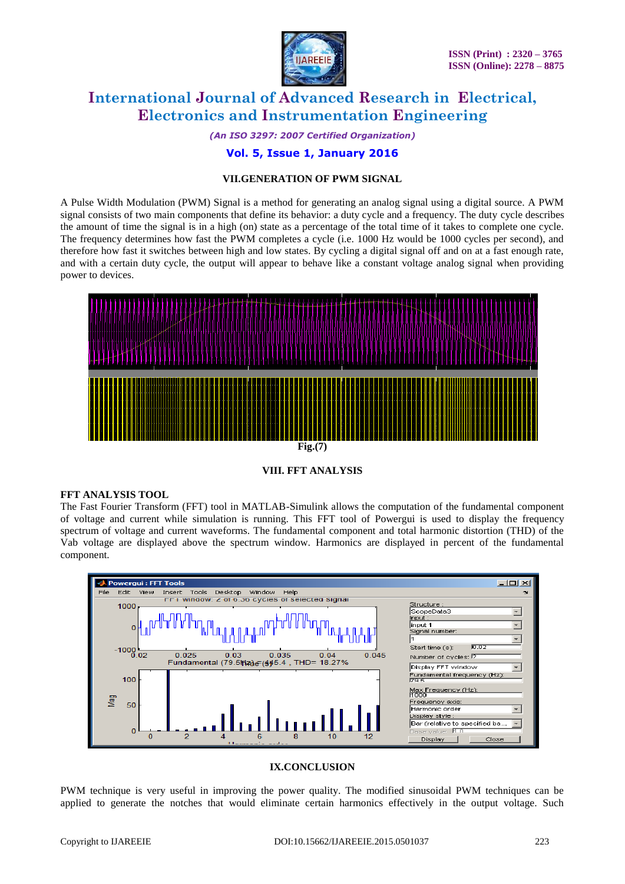## VII.GENERATION OF PWM SIGNAL

A Pulse Width Modulation (PWM) Signal is a method for generating an analog signal using a digital source. A PWM signal consists of two main components that define its behavior: a duty cycle and a frequency. The duty cycle describes the amount of time the signal is in a high (on) state as a percentage of the total time of it takes to complete one cycle. The frequency determines how fast the PWM completes a cycle (i.e. 1000 Hz would be 1000 cycles per second), and therefore how fast it switches between high and low states. By cycling a digital signal off and on at a fast enough rate, and with a certain duty cycle, the output will appear to behave like a constant voltage analog signal when providing power to devices.

**Fig.(7)**

## VIII. FFT ANALYSIS

**FFT ANALYSIS TOOL**

The Fast Fourier Transform (FFT) tool in MATLAB-Simulink allows the computation of the fundamental component of voltage and current while simulation is running. This FFT tool of Powergui is used to display the frequency spectrum of voltage and current waveforms. The fundamental component and total harmonic distortion (THD) of the Vab voltage are displayed above the spectrum window. Harmonics are displayed in percent of the fundamental component.

## IX.CONCLUSION

PWM technique is very useful in improving the power quality. The modified sinusoidal PWM techniques can be applied to generate the notches that would eliminate certain harmonics effectively in the output voltage. Such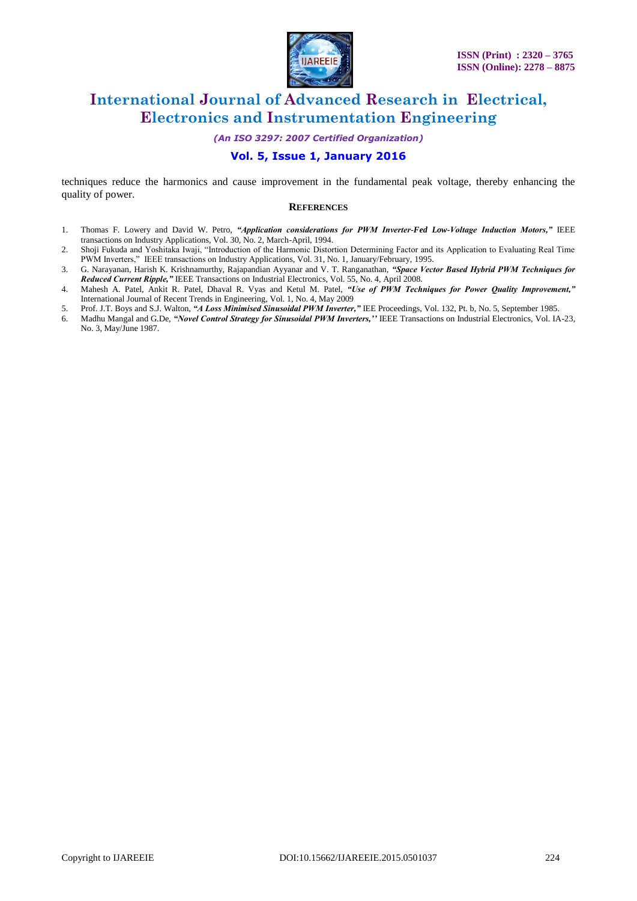techniques reduce the harmonics and cause improvement in the fundamental peak voltage, thereby enhancing the quality of power.

## REFERENCES

1. Thomas F. Lowery and David W. Petro, ***"Application considerations for PWM Inverter-Fed Low-Voltage Induction Motors,"*** IEEE transactions on Industry Applications, Vol. 30, No. 2, March-April, 1994.
2. Shoji Fukuda and Yoshitaka Iwaji, "Introduction of the Harmonic Distortion Determining Factor and its Application to Evaluating Real Time PWM Inverters," IEEE transactions on Industry Applications, Vol. 31, No. 1, January/February, 1995.
3. G. Narayanan, Harish K. Krishnamurthy, Rajapandian Ayyanar and V. T. Ranganathan, ***"Space Vector Based Hybrid PWM Techniques for Reduced Current Ripple,"*** IEEE Transactions on Industrial Electronics, Vol. 55, No. 4, April 2008.
4. Mahesh A. Patel, Ankit R. Patel, Dhaval R. Vyas and Ketul M. Patel, ***"Use of PWM Techniques for Power Quality Improvement,"*** International Journal of Recent Trends in Engineering, Vol. 1, No. 4, May 2009
5. Prof. J.T. Boys and S.J. Walton, ***"A Loss Minimised Sinusoidal PWM Inverter,"*** IEE Proceedings, Vol. 132, Pt. b, No. 5, September 1985.
6. Madhu Mangal and G.De, ***"Novel Control Strategy for Sinusoidal PWM Inverters,''*** IEEE Transactions on Industrial Electronics, Vol. IA-23, No. 3, May/June 1987.